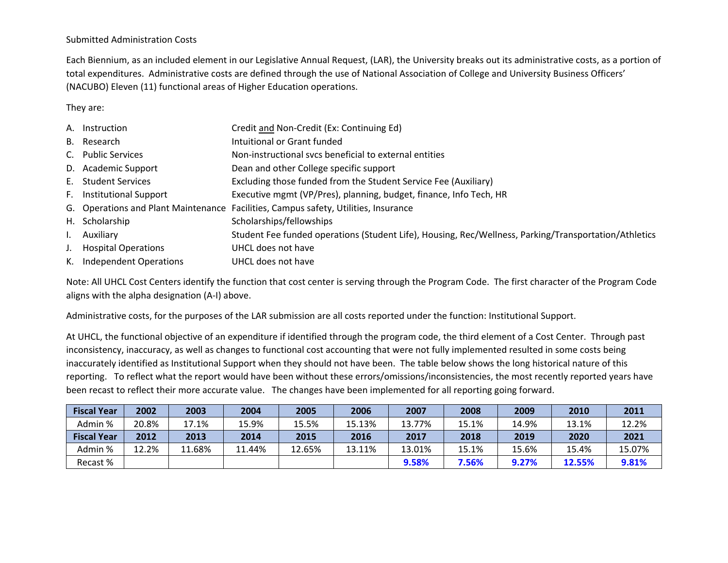Submitted Administration Costs

Each Biennium, as an included element in our Legislative Annual Request, (LAR), the University breaks out its administrative costs, as a portion of total expenditures. Administrative costs are defined through the use of National Association of College and University Business Officers' (NACUBO) Eleven (11) functional areas of Higher Education operations.

They are:

- A. Instruction — Credit <u>and</u> Non-Credit (Ex: Continuing Ed)
- B. Research — Intuitional or Grant funded
- C. Public Services — Non-instructional svcs beneficial to external entities
- D. Academic Support — Dean and other College specific support
- E. Student Services — Excluding those funded from the Student Service Fee (Auxiliary)
- F. Institutional Support — Executive mgmt (VP/Pres), planning, budget, finance, Info Tech, HR
- G. Operations and Plant Maintenance — Facilities, Campus safety, Utilities, Insurance
- H. Scholarship — Scholarships/fellowships
- I. Auxiliary — Student Fee funded operations (Student Life), Housing, Rec/Wellness, Parking/Transportation/Athletics
- J. Hospital Operations — UHCL does not have
- K. Independent Operations — UHCL does not have

Note: All UHCL Cost Centers identify the function that cost center is serving through the Program Code. The first character of the Program Code aligns with the alpha designation (A-I) above.

Administrative costs, for the purposes of the LAR submission are all costs reported under the function: Institutional Support.

At UHCL, the functional objective of an expenditure if identified through the program code, the third element of a Cost Center. Through past inconsistency, inaccuracy, as well as changes to functional cost accounting that were not fully implemented resulted in some costs being inaccurately identified as Institutional Support when they should not have been. The table below shows the long historical nature of this reporting. To reflect what the report would have been without these errors/omissions/inconsistencies, the most recently reported years have been recast to reflect their more accurate value. The changes have been implemented for all reporting going forward.

| **Fiscal Year** | **2002** | **2003** | **2004** | **2005** | **2006** | **2007** | **2008** | **2009** | **2010** | **2011** |
|---|---|---|---|---|---|---|---|---|---|---|
| Admin % | 20.8% | 17.1% | 15.9% | 15.5% | 15.13% | 13.77% | 15.1% | 14.9% | 13.1% | 12.2% |
| **Fiscal Year** | **2012** | **2013** | **2014** | **2015** | **2016** | **2017** | **2018** | **2019** | **2020** | **2021** |
| Admin % | 12.2% | 11.68% | 11.44% | 12.65% | 13.11% | 13.01% | 15.1% | 15.6% | 15.4% | 15.07% |
| Recast % | | | | | | **9.58%** | **7.56%** | **9.27%** | **12.55%** | **9.81%** |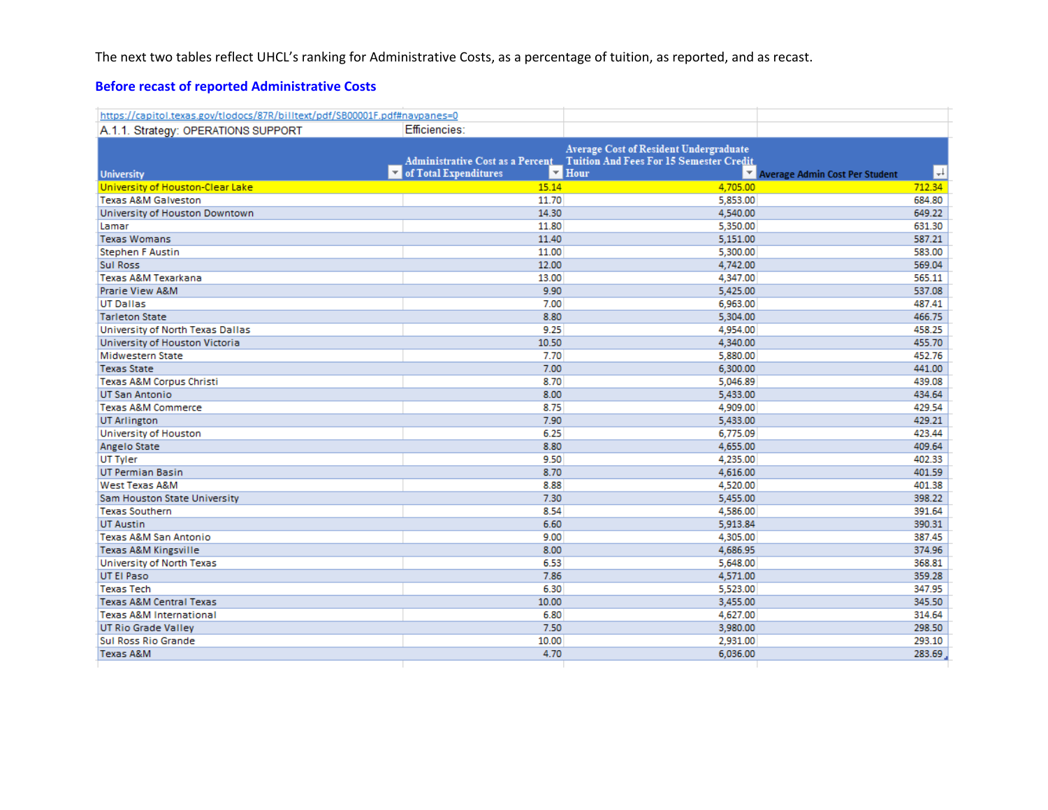The next two tables reflect UHCL's ranking for Administrative Costs, as a percentage of tuition, as reported, and as recast.

## Before recast of reported Administrative Costs

| https://capitol.texas.gov/tlodocs/87R/billtext/pdf/SB00001F.pdf#navpanes=0 | | | |
|---|---|---|---|
| A.1.1. Strategy: OPERATIONS SUPPORT | Efficiencies: | | |
| **University** | **Administrative Cost as a Percent of Total Expenditures** | **Average Cost of Resident Undergraduate Tuition And Fees For 15 Semester Credit Hour** | **Average Admin Cost Per Student** |
| University of Houston-Clear Lake | 15.14 | 4,705.00 | 712.34 |
| Texas A&M Galveston | 11.70 | 5,853.00 | 684.80 |
| University of Houston Downtown | 14.30 | 4,540.00 | 649.22 |
| Lamar | 11.80 | 5,350.00 | 631.30 |
| Texas Womans | 11.40 | 5,151.00 | 587.21 |
| Stephen F Austin | 11.00 | 5,300.00 | 583.00 |
| Sul Ross | 12.00 | 4,742.00 | 569.04 |
| Texas A&M Texarkana | 13.00 | 4,347.00 | 565.11 |
| Prarie View A&M | 9.90 | 5,425.00 | 537.08 |
| UT Dallas | 7.00 | 6,963.00 | 487.41 |
| Tarleton State | 8.80 | 5,304.00 | 466.75 |
| University of North Texas Dallas | 9.25 | 4,954.00 | 458.25 |
| University of Houston Victoria | 10.50 | 4,340.00 | 455.70 |
| Midwestern State | 7.70 | 5,880.00 | 452.76 |
| Texas State | 7.00 | 6,300.00 | 441.00 |
| Texas A&M Corpus Christi | 8.70 | 5,046.89 | 439.08 |
| UT San Antonio | 8.00 | 5,433.00 | 434.64 |
| Texas A&M Commerce | 8.75 | 4,909.00 | 429.54 |
| UT Arlington | 7.90 | 5,433.00 | 429.21 |
| University of Houston | 6.25 | 6,775.09 | 423.44 |
| Angelo State | 8.80 | 4,655.00 | 409.64 |
| UT Tyler | 9.50 | 4,235.00 | 402.33 |
| UT Permian Basin | 8.70 | 4,616.00 | 401.59 |
| West Texas A&M | 8.88 | 4,520.00 | 401.38 |
| Sam Houston State University | 7.30 | 5,455.00 | 398.22 |
| Texas Southern | 8.54 | 4,586.00 | 391.64 |
| UT Austin | 6.60 | 5,913.84 | 390.31 |
| Texas A&M San Antonio | 9.00 | 4,305.00 | 387.45 |
| Texas A&M Kingsville | 8.00 | 4,686.95 | 374.96 |
| University of North Texas | 6.53 | 5,648.00 | 368.81 |
| UT El Paso | 7.86 | 4,571.00 | 359.28 |
| Texas Tech | 6.30 | 5,523.00 | 347.95 |
| Texas A&M Central Texas | 10.00 | 3,455.00 | 345.50 |
| Texas A&M International | 6.80 | 4,627.00 | 314.64 |
| UT Rio Grade Valley | 7.50 | 3,980.00 | 298.50 |
| Sul Ross Rio Grande | 10.00 | 2,931.00 | 293.10 |
| Texas A&M | 4.70 | 6,036.00 | 283.69 |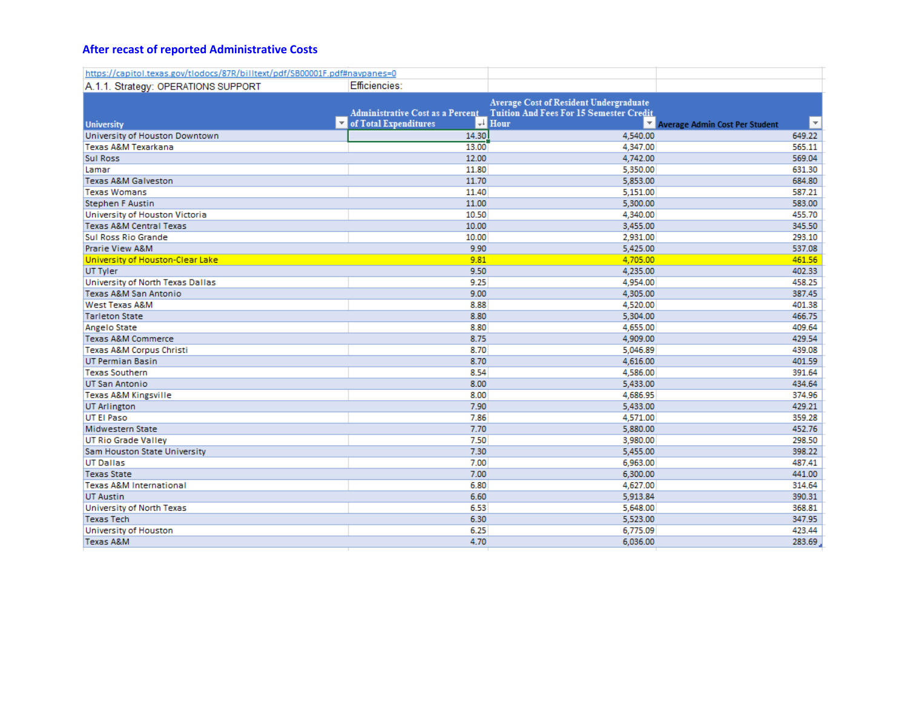## After recast of reported Administrative Costs

https://capitol.texas.gov/tlodocs/87R/billtext/pdf/SB00001F.pdf#navpanes=0

A.1.1. Strategy: OPERATIONS SUPPORT — Efficiencies:

| University | Administrative Cost as a Percent of Total Expenditures | Average Cost of Resident Undergraduate Tuition And Fees For 15 Semester Credit Hour | Average Admin Cost Per Student |
|---|---|---|---|
| University of Houston Downtown | 14.30 | 4,540.00 | 649.22 |
| Texas A&M Texarkana | 13.00 | 4,347.00 | 565.11 |
| Sul Ross | 12.00 | 4,742.00 | 569.04 |
| Lamar | 11.80 | 5,350.00 | 631.30 |
| Texas A&M Galveston | 11.70 | 5,853.00 | 684.80 |
| Texas Womans | 11.40 | 5,151.00 | 587.21 |
| Stephen F Austin | 11.00 | 5,300.00 | 583.00 |
| University of Houston Victoria | 10.50 | 4,340.00 | 455.70 |
| Texas A&M Central Texas | 10.00 | 3,455.00 | 345.50 |
| Sul Ross Rio Grande | 10.00 | 2,931.00 | 293.10 |
| Prarie View A&M | 9.90 | 5,425.00 | 537.08 |
| University of Houston-Clear Lake | 9.81 | 4,705.00 | 461.56 |
| UT Tyler | 9.50 | 4,235.00 | 402.33 |
| University of North Texas Dallas | 9.25 | 4,954.00 | 458.25 |
| Texas A&M San Antonio | 9.00 | 4,305.00 | 387.45 |
| West Texas A&M | 8.88 | 4,520.00 | 401.38 |
| Tarleton State | 8.80 | 5,304.00 | 466.75 |
| Angelo State | 8.80 | 4,655.00 | 409.64 |
| Texas A&M Commerce | 8.75 | 4,909.00 | 429.54 |
| Texas A&M Corpus Christi | 8.70 | 5,046.89 | 439.08 |
| UT Permian Basin | 8.70 | 4,616.00 | 401.59 |
| Texas Southern | 8.54 | 4,586.00 | 391.64 |
| UT San Antonio | 8.00 | 5,433.00 | 434.64 |
| Texas A&M Kingsville | 8.00 | 4,686.95 | 374.96 |
| UT Arlington | 7.90 | 5,433.00 | 429.21 |
| UT El Paso | 7.86 | 4,571.00 | 359.28 |
| Midwestern State | 7.70 | 5,880.00 | 452.76 |
| UT Rio Grade Valley | 7.50 | 3,980.00 | 298.50 |
| Sam Houston State University | 7.30 | 5,455.00 | 398.22 |
| UT Dallas | 7.00 | 6,963.00 | 487.41 |
| Texas State | 7.00 | 6,300.00 | 441.00 |
| Texas A&M International | 6.80 | 4,627.00 | 314.64 |
| UT Austin | 6.60 | 5,913.84 | 390.31 |
| University of North Texas | 6.53 | 5,648.00 | 368.81 |
| Texas Tech | 6.30 | 5,523.00 | 347.95 |
| University of Houston | 6.25 | 6,775.09 | 423.44 |
| Texas A&M | 4.70 | 6,036.00 | 283.69 |